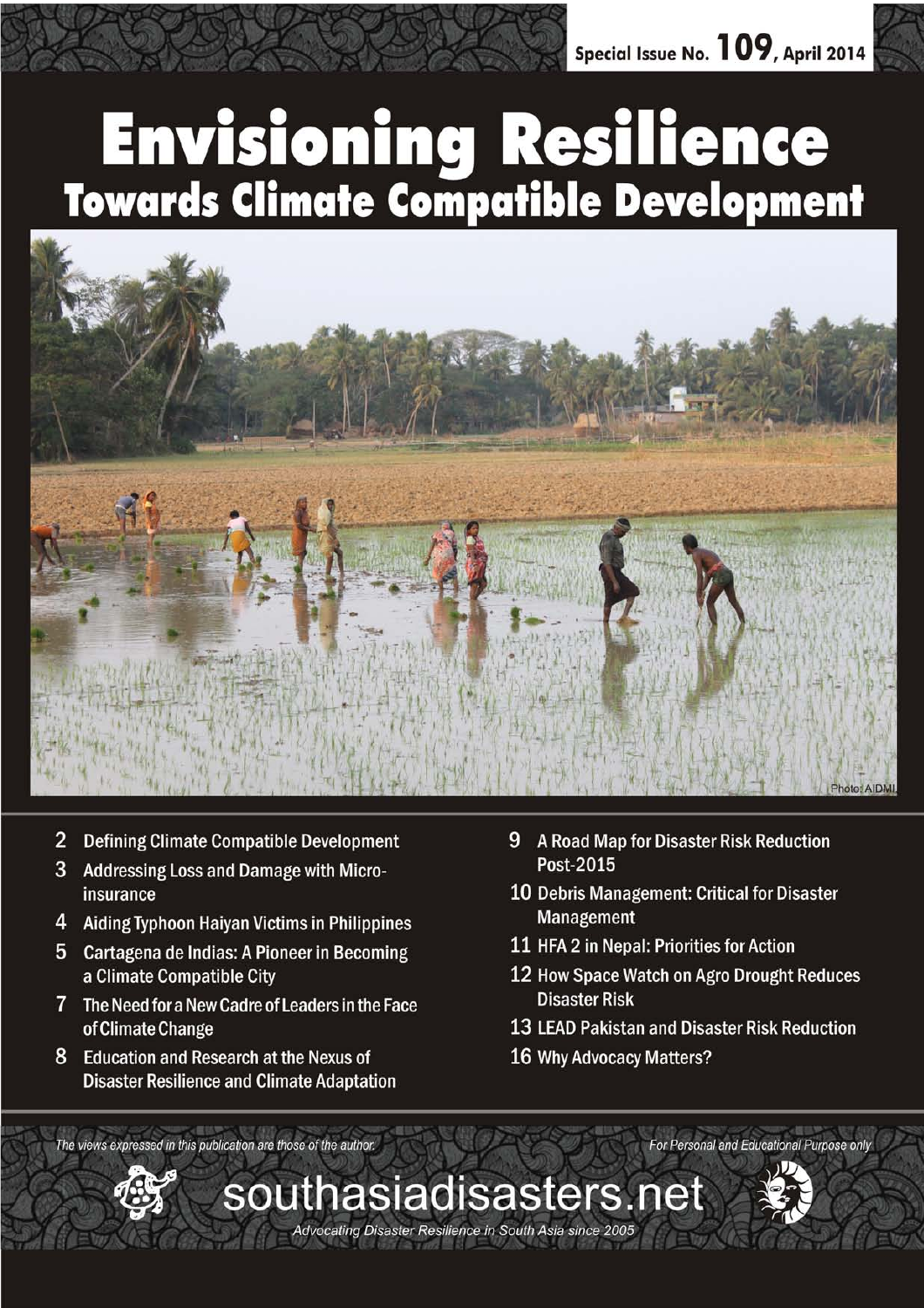Special Issue No. 109, April 2014

# Envisioning Resilience

## Towards Climate Compatible Development

Photo: AIDMI

- 2 Defining Climate Compatible Development
- 3 Addressing Loss and Damage with Micro-insurance
- 4 Aiding Typhoon Haiyan Victims in Philippines
- 5 Cartagena de Indias: A Pioneer in Becoming a Climate Compatible City
- 7 The Need for a New Cadre of Leaders in the Face of Climate Change
- 8 Education and Research at the Nexus of Disaster Resilience and Climate Adaptation
- 9 A Road Map for Disaster Risk Reduction Post-2015
- 10 Debris Management: Critical for Disaster Management
- 11 HFA 2 in Nepal: Priorities for Action
- 12 How Space Watch on Agro Drought Reduces Disaster Risk
- 13 LEAD Pakistan and Disaster Risk Reduction
- 16 Why Advocacy Matters?

*The views expressed in this publication are those of the author.*

*For Personal and Educational Purpose only*

southasiadisasters.net

*Advocating Disaster Resilience in South Asia since 2005*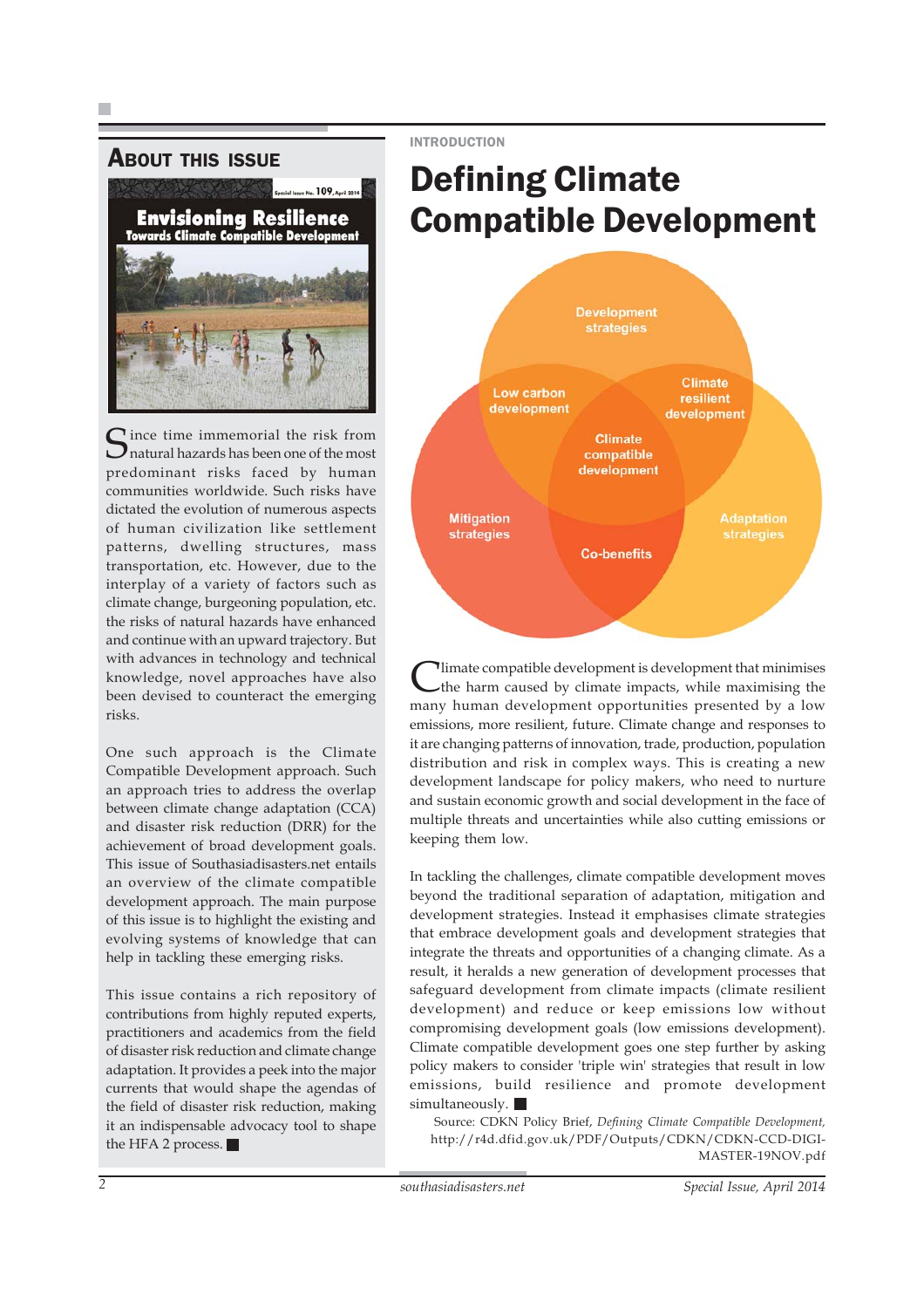## About this issue

**Envisioning Resilience**
**Towards Climate Compatible Development**

Since time immemorial the risk from natural hazards has been one of the most predominant risks faced by human communities worldwide. Such risks have dictated the evolution of numerous aspects of human civilization like settlement patterns, dwelling structures, mass transportation, etc. However, due to the interplay of a variety of factors such as climate change, burgeoning population, etc. the risks of natural hazards have enhanced and continue with an upward trajectory. But with advances in technology and technical knowledge, novel approaches have also been devised to counteract the emerging risks.

One such approach is the Climate Compatible Development approach. Such an approach tries to address the overlap between climate change adaptation (CCA) and disaster risk reduction (DRR) for the achievement of broad development goals. This issue of Southasiadisasters.net contains an overview of the climate compatible development approach. The main purpose of this issue is to highlight the existing and evolving systems of knowledge that can help in tackling these emerging risks.

This issue contains a rich repository of contributions from highly reputed experts, practitioners and academics from the field of disaster risk reduction and climate change adaptation. It provides a peek into the major currents that would shape the agendas of the field of disaster risk reduction, making it an indispensable advocacy tool to shape the HFA 2 process. ■

INTRODUCTION

# Defining Climate Compatible Development

Development strategies
Low carbon development
Climate resilient development
Climate compatible development
Mitigation strategies
Adaptation strategies
Co-benefits

Climate compatible development is development that minimises the harm caused by climate impacts, while maximising the many human development opportunities presented by a low emissions, more resilient, future. Climate change and responses to it are changing patterns of innovation, trade, production, population distribution and risk in complex ways. This is creating a new development landscape for policy makers, who need to nurture and sustain economic growth and social development in the face of multiple threats and uncertainties while also cutting emissions or keeping them low.

In tackling the challenges, climate compatible development moves beyond the traditional separation of adaptation, mitigation and development strategies. Instead it emphasises climate strategies that embrace development goals and development strategies that integrate the threats and opportunities of a changing climate. As a result, it heralds a new generation of development processes that safeguard development from climate impacts (climate resilient development) and reduce or keep emissions low without compromising development goals (low emissions development). Climate compatible development goes one step further by asking policy makers to consider 'triple win' strategies that result in low emissions, build resilience and promote development simultaneously. ■

Source: CDKN Policy Brief, *Defining Climate Compatible Development*, http://r4d.dfid.gov.uk/PDF/Outputs/CDKN/CDKN-CCD-DIGI-MASTER-19NOV.pdf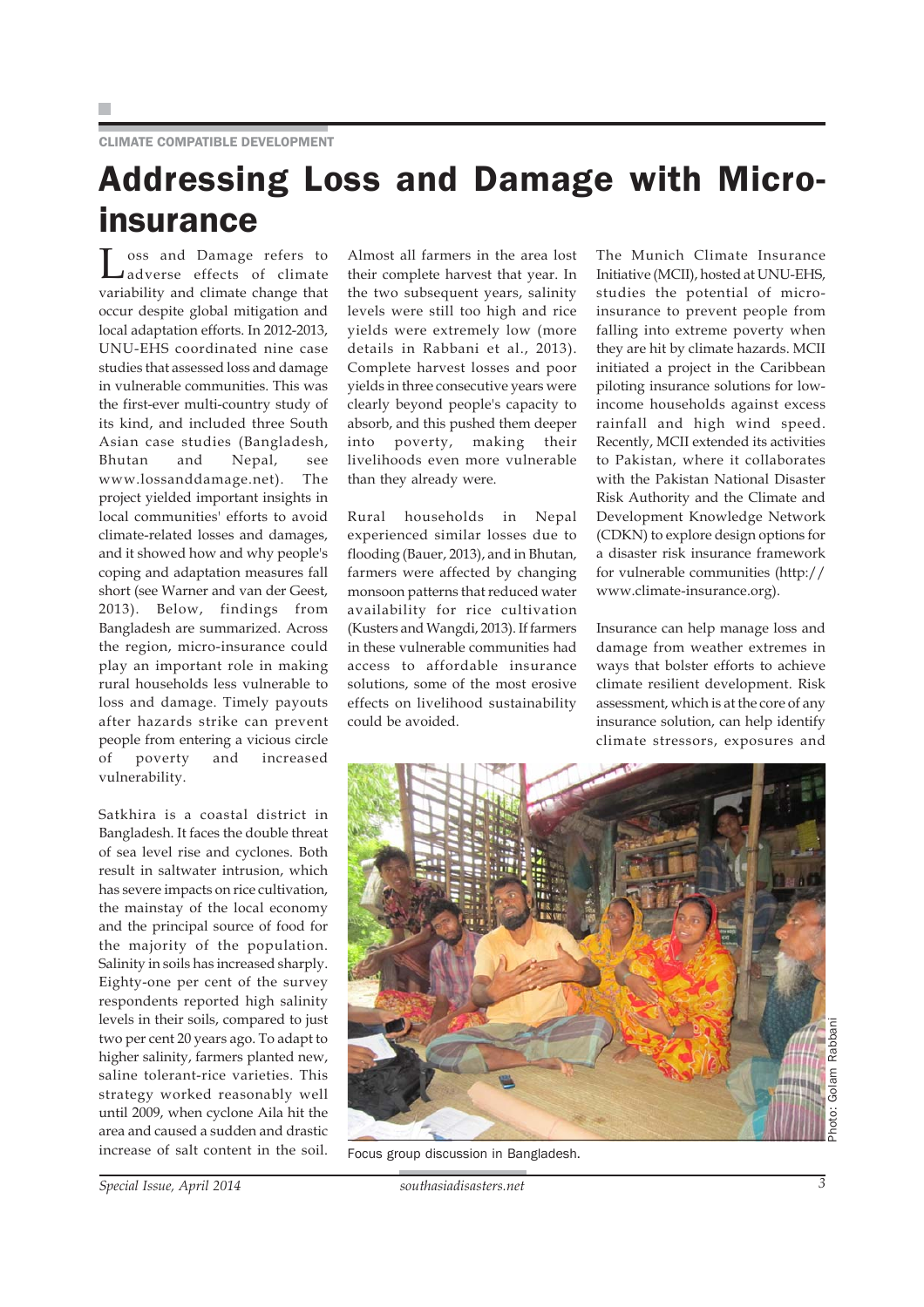CLIMATE COMPATIBLE DEVELOPMENT

# Addressing Loss and Damage with Micro-insurance

Loss and Damage refers to adverse effects of climate variability and climate change that occur despite global mitigation and local adaptation efforts. In 2012-2013, UNU-EHS coordinated nine case studies that assessed loss and damage in vulnerable communities. This was the first-ever multi-country study of its kind, and included three South Asian case studies (Bangladesh, Bhutan and Nepal, see www.lossanddamage.net). The project yielded important insights in local communities' efforts to avoid climate-related losses and damages, and it showed how and why people's coping and adaptation measures fall short (see Warner and van der Geest, 2013). Below, findings from Bangladesh are summarized. Across the region, micro-insurance could play an important role in making rural households less vulnerable to loss and damage. Timely payouts after hazards strike can prevent people from entering a vicious circle of poverty and increased vulnerability.

Satkhira is a coastal district in Bangladesh. It faces the double threat of sea level rise and cyclones. Both result in saltwater intrusion, which has severe impacts on rice cultivation, the mainstay of the local economy and the principal source of food for the majority of the population. Salinity in soils has increased sharply. Eighty-one per cent of the survey respondents reported high salinity levels in their soils, compared to just two per cent 20 years ago. To adapt to higher salinity, farmers planted new, saline tolerant-rice varieties. This strategy worked reasonably well until 2009, when cyclone Aila hit the area and caused a sudden and drastic increase of salt content in the soil. Almost all farmers in the area lost their complete harvest that year. In the two subsequent years, salinity levels were still too high and rice yields were extremely low (more details in Rabbani et al., 2013). Complete harvest losses and poor yields in three consecutive years were clearly beyond people's capacity to absorb, and this pushed them deeper into poverty, making their livelihoods even more vulnerable than they already were.

Rural households in Nepal experienced similar losses due to flooding (Bauer, 2013), and in Bhutan, farmers were affected by changing monsoon patterns that reduced water availability for rice cultivation (Kusters and Wangdi, 2013). If farmers in these vulnerable communities had access to affordable insurance solutions, some of the most erosive effects on livelihood sustainability could be avoided.

The Munich Climate Insurance Initiative (MCII), hosted at UNU-EHS, studies the potential of micro-insurance to prevent people from falling into extreme poverty when they are hit by climate hazards. MCII initiated a project in the Caribbean piloting insurance solutions for low-income households against excess rainfall and high wind speed. Recently, MCII extended its activities to Pakistan, where it collaborates with the Pakistan National Disaster Risk Authority and the Climate and Development Knowledge Network (CDKN) to explore design options for a disaster risk insurance framework for vulnerable communities (http://www.climate-insurance.org).

Insurance can help manage loss and damage from weather extremes in ways that bolster efforts to achieve climate resilient development. Risk assessment, which is at the core of any insurance solution, can help identify climate stressors, exposures and

Focus group discussion in Bangladesh.

Photo: Golam Rabbani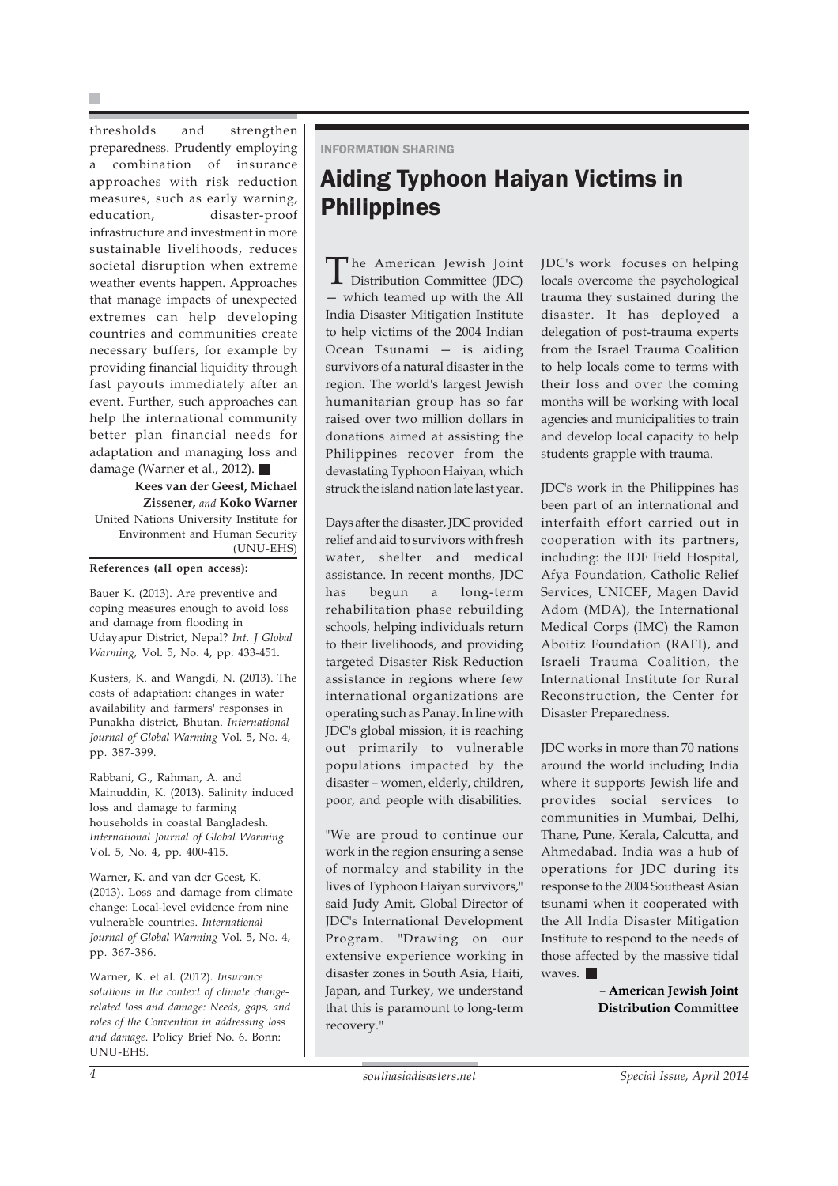thresholds and strengthen preparedness. Prudently employing a combination of insurance approaches with risk reduction measures, such as early warning, education, disaster-proof infrastructure and investment in more sustainable livelihoods, reduces societal disruption when extreme weather events happen. Approaches that manage impacts of unexpected extremes can help developing countries and communities create necessary buffers, for example by providing financial liquidity through fast payouts immediately after an event. Further, such approaches can help the international community better plan financial needs for adaptation and managing loss and damage (Warner et al., 2012). ■

**Kees van der Geest, Michael Zissener,** *and* **Koko Warner**
United Nations University Institute for Environment and Human Security (UNU-EHS)

**References (all open access):**

Bauer K. (2013). Are preventive and coping measures enough to avoid loss and damage from flooding in Udayapur District, Nepal? *Int. J Global Warming,* Vol. 5, No. 4, pp. 433-451.

Kusters, K. and Wangdi, N. (2013). The costs of adaptation: changes in water availability and farmers' responses in Punakha district, Bhutan. *International Journal of Global Warming* Vol. 5, No. 4, pp. 387-399.

Rabbani, G., Rahman, A. and Mainuddin, K. (2013). Salinity induced loss and damage to farming households in coastal Bangladesh. *International Journal of Global Warming* Vol. 5, No. 4, pp. 400-415.

Warner, K. and van der Geest, K. (2013). Loss and damage from climate change: Local-level evidence from nine vulnerable countries. *International Journal of Global Warming* Vol. 5, No. 4, pp. 367-386.

Warner, K. et al. (2012). *Insurance solutions in the context of climate change-related loss and damage: Needs, gaps, and roles of the Convention in addressing loss and damage.* Policy Brief No. 6. Bonn: UNU-EHS.

INFORMATION SHARING

# Aiding Typhoon Haiyan Victims in Philippines

The American Jewish Joint Distribution Committee (JDC) — which teamed up with the All India Disaster Mitigation Institute to help victims of the 2004 Indian Ocean Tsunami — is aiding survivors of a natural disaster in the region. The world's largest Jewish humanitarian group has so far raised over two million dollars in donations aimed at assisting the Philippines recover from the devastating Typhoon Haiyan, which struck the island nation late last year.

Days after the disaster, JDC provided relief and aid to survivors with fresh water, shelter and medical assistance. In recent months, JDC has begun a long-term rehabilitation phase rebuilding schools, helping individuals return to their livelihoods, and providing targeted Disaster Risk Reduction assistance in regions where few international organizations are operating such as Panay. In line with JDC's global mission, it is reaching out primarily to vulnerable populations impacted by the disaster – women, elderly, children, poor, and people with disabilities.

"We are proud to continue our work in the region ensuring a sense of normalcy and stability in the lives of Typhoon Haiyan survivors," said Judy Amit, Global Director of JDC's International Development Program. "Drawing on our extensive experience working in disaster zones in South Asia, Haiti, Japan, and Turkey, we understand that this is paramount to long-term recovery."

JDC's work focuses on helping locals overcome the psychological trauma they sustained during the disaster. It has deployed a delegation of post-trauma experts from the Israel Trauma Coalition to help locals come to terms with their loss and over the coming months will be working with local agencies and municipalities to train and develop local capacity to help students grapple with trauma.

JDC's work in the Philippines has been part of an international and interfaith effort carried out in cooperation with its partners, including: the IDF Field Hospital, Afya Foundation, Catholic Relief Services, UNICEF, Magen David Adom (MDA), the International Medical Corps (IMC) the Ramon Aboitiz Foundation (RAFI), and Israeli Trauma Coalition, the International Institute for Rural Reconstruction, the Center for Disaster Preparedness.

JDC works in more than 70 nations around the world including India where it supports Jewish life and provides social services to communities in Mumbai, Delhi, Thane, Pune, Kerala, Calcutta, and Ahmedabad. India was a hub of operations for JDC during its response to the 2004 Southeast Asian tsunami when it cooperated with the All India Disaster Mitigation Institute to respond to the needs of those affected by the massive tidal waves. ■

– **American Jewish Joint Distribution Committee**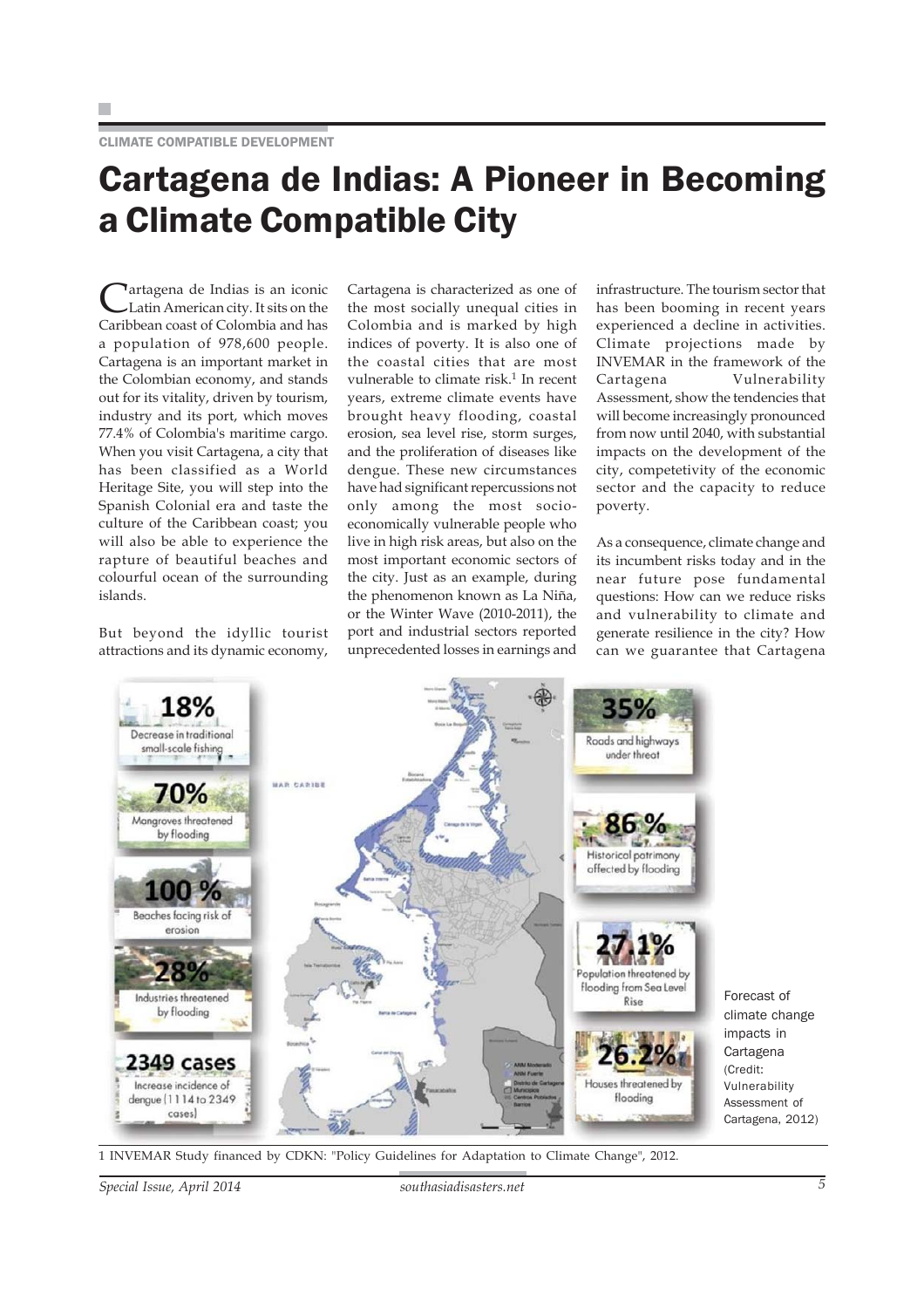CLIMATE COMPATIBLE DEVELOPMENT

# Cartagena de Indias: A Pioneer in Becoming a Climate Compatible City

Cartagena de Indias is an iconic Latin American city. It sits on the Caribbean coast of Colombia and has a population of 978,600 people. Cartagena is an important market in the Colombian economy, and stands out for its vitality, driven by tourism, industry and its port, which moves 77.4% of Colombia's maritime cargo. When you visit Cartagena, a city that has been classified as a World Heritage Site, you will step into the Spanish Colonial era and taste the culture of the Caribbean coast; you will also be able to experience the rapture of beautiful beaches and colourful ocean of the surrounding islands.

But beyond the idyllic tourist attractions and its dynamic economy, Cartagena is characterized as one of the most socially unequal cities in Colombia and is marked by high indices of poverty. It is also one of the coastal cities that are most vulnerable to climate risk.[1] In recent years, extreme climate events have brought heavy flooding, coastal erosion, sea level rise, storm surges, and the proliferation of diseases like dengue. These new circumstances have had significant repercussions not only among the most socio-economically vulnerable people who live in high risk areas, but also on the most important economic sectors of the city. Just as an example, during the phenomenon known as La Niña, or the Winter Wave (2010-2011), the port and industrial sectors reported unprecedented losses in earnings and infrastructure. The tourism sector that has been booming in recent years experienced a decline in activities. Climate projections made by INVEMAR in the framework of the Cartagena Vulnerability Assessment, show the tendencies that will become increasingly pronounced from now until 2040, with substantial impacts on the development of the city, competetivity of the economic sector and the capacity to reduce poverty.

As a consequence, climate change and its incumbent risks today and in the near future pose fundamental questions: How can we reduce risks and vulnerability to climate and generate resilience in the city? How can we guarantee that Cartagena

- 18% — Decrease in traditional small-scale fishing
- 70% — Mangroves threatened by flooding
- 100% — Beaches facing risk of erosion
- 28% — Industries threatened by flooding
- 2349 cases — Increase incidence of dengue (1114 to 2349 cases)
- 35% — Roads and highways under threat
- 86% — Historical patrimony affected by flooding
- 27.1% — Population threatened by flooding from Sea Level Rise
- 26.2% — Houses threatened by flooding

Forecast of climate change impacts in Cartagena (Credit: Vulnerability Assessment of Cartagena, 2012)

1 INVEMAR Study financed by CDKN: "Policy Guidelines for Adaptation to Climate Change", 2012.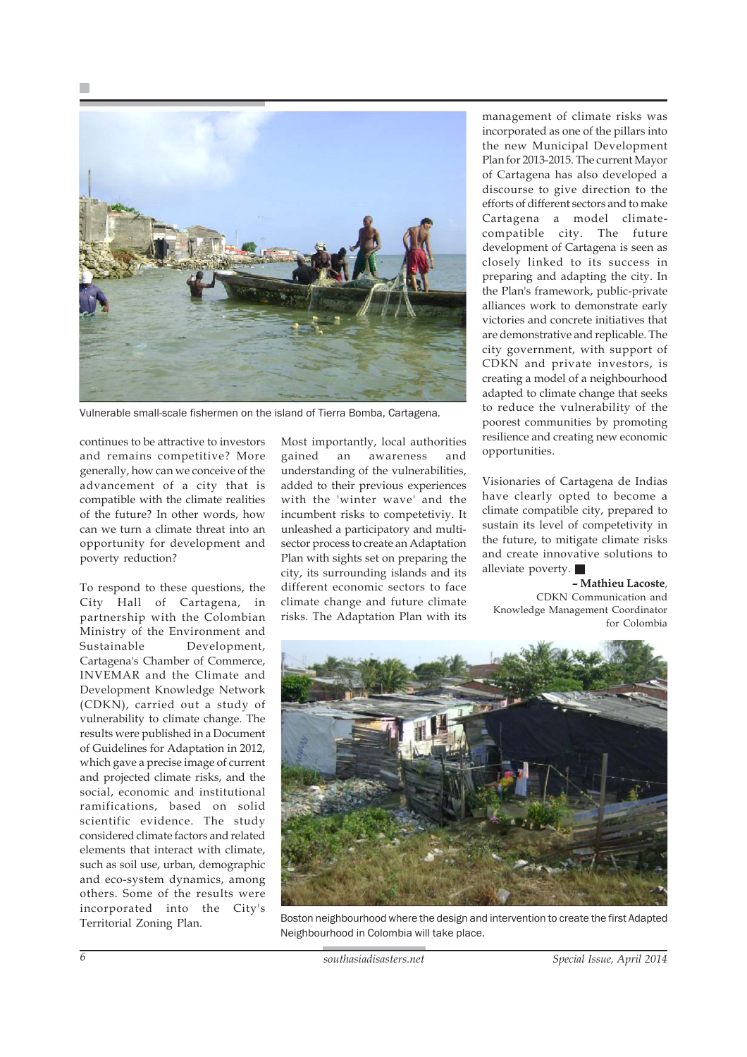Vulnerable small-scale fishermen on the island of Tierra Bomba, Cartagena.

continues to be attractive to investors and remains competitive? More generally, how can we conceive of the advancement of a city that is compatible with the climate realities of the future? In other words, how can we turn a climate threat into an opportunity for development and poverty reduction?

To respond to these questions, the City Hall of Cartagena, in partnership with the Colombian Ministry of the Environment and Sustainable Development, Cartagena's Chamber of Commerce, INVEMAR and the Climate and Development Knowledge Network (CDKN), carried out a study of vulnerability to climate change. The results were published in a Document of Guidelines for Adaptation in 2012, which gave a precise image of current and projected climate risks, and the social, economic and institutional ramifications, based on solid scientific evidence. The study considered climate factors and related elements that interact with climate, such as soil use, urban, demographic and eco-system dynamics, among others. Some of the results were incorporated into the City's Territorial Zoning Plan.

Most importantly, local authorities gained an awareness and understanding of the vulnerabilities, added to their previous experiences with the 'winter wave' and the incumbent risks to competetiviy. It unleashed a participatory and multi-sector process to create an Adaptation Plan with sights set on preparing the city, its surrounding islands and its different economic sectors to face climate change and future climate risks. The Adaptation Plan with its management of climate risks was incorporated as one of the pillars into the new Municipal Development Plan for 2013-2015. The current Mayor of Cartagena has also developed a discourse to give direction to the efforts of different sectors and to make Cartagena a model climate-compatible city. The future development of Cartagena is seen as closely linked to its success in preparing and adapting the city. In the Plan's framework, public-private alliances work to demonstrate early victories and concrete initiatives that are demonstrative and replicable. The city government, with support of CDKN and private investors, is creating a model of a neighbourhood adapted to climate change that seeks to reduce the vulnerability of the poorest communities by promoting resilience and creating new economic opportunities.

Visionaries of Cartagena de Indias have clearly opted to become a climate compatible city, prepared to sustain its level of competetivity in the future, to mitigate climate risks and create innovative solutions to alleviate poverty. ■

**– Mathieu Lacoste**,
CDKN Communication and Knowledge Management Coordinator for Colombia

Boston neighbourhood where the design and intervention to create the first Adapted Neighbourhood in Colombia will take place.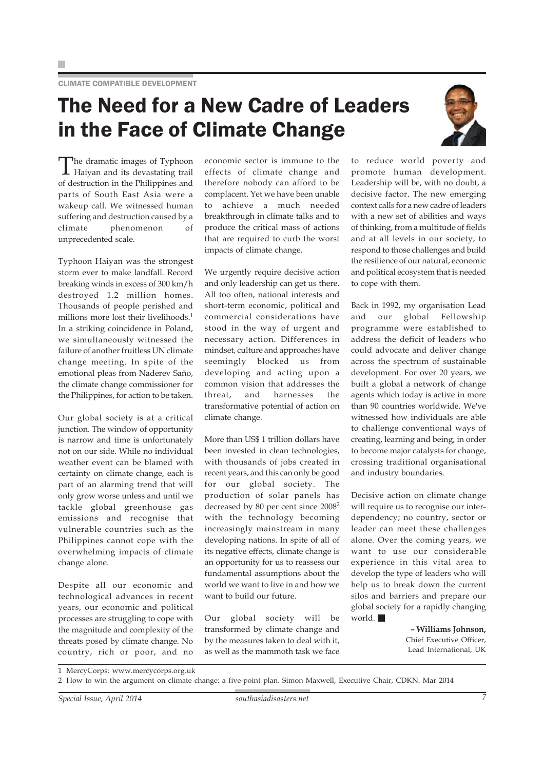CLIMATE COMPATIBLE DEVELOPMENT

# The Need for a New Cadre of Leaders in the Face of Climate Change

The dramatic images of Typhoon Haiyan and its devastating trail of destruction in the Philippines and parts of South East Asia were a wakeup call. We witnessed human suffering and destruction caused by a climate phenomenon of unprecedented scale.

Typhoon Haiyan was the strongest storm ever to make landfall. Record breaking winds in excess of 300 km/h destroyed 1.2 million homes. Thousands of people perished and millions more lost their livelihoods.[1] In a striking coincidence in Poland, we simultaneously witnessed the failure of another fruitless UN climate change meeting. In spite of the emotional pleas from Naderev Saño, the climate change commissioner for the Philippines, for action to be taken.

Our global society is at a critical junction. The window of opportunity is narrow and time is unfortunately not on our side. While no individual weather event can be blamed with certainty on climate change, each is part of an alarming trend that will only grow worse unless and until we tackle global greenhouse gas emissions and recognise that vulnerable countries such as the Philippines cannot cope with the overwhelming impacts of climate change alone.

Despite all our economic and technological advances in recent years, our economic and political processes are struggling to cope with the magnitude and complexity of the threats posed by climate change. No country, rich or poor, and no economic sector is immune to the effects of climate change and therefore nobody can afford to be complacent. Yet we have been unable to achieve a much needed breakthrough in climate talks and to produce the critical mass of actions that are required to curb the worst impacts of climate change.

We urgently require decisive action and only leadership can get us there. All too often, national interests and short-term economic, political and commercial considerations have stood in the way of urgent and necessary action. Differences in mindset, culture and approaches have seemingly blocked us from developing and acting upon a common vision that addresses the threat, and harnesses the transformative potential of action on climate change.

More than US$ 1 trillion dollars have been invested in clean technologies, with thousands of jobs created in recent years, and this can only be good for our global society. The production of solar panels has decreased by 80 per cent since 2008[2] with the technology becoming increasingly mainstream in many developing nations. In spite of all of its negative effects, climate change is an opportunity for us to reassess our fundamental assumptions about the world we want to live in and how we want to build our future.

Our global society will be transformed by climate change and by the measures taken to deal with it, as well as the mammoth task we face to reduce world poverty and promote human development. Leadership will be, with no doubt, a decisive factor. The new emerging context calls for a new cadre of leaders with a new set of abilities and ways of thinking, from a multitude of fields and at all levels in our society, to respond to those challenges and build the resilience of our natural, economic and political ecosystem that is needed to cope with them.

Back in 1992, my organisation Lead and our global Fellowship programme were established to address the deficit of leaders who could advocate and deliver change across the spectrum of sustainable development. For over 20 years, we built a global a network of change agents which today is active in more than 90 countries worldwide. We've witnessed how individuals are able to challenge conventional ways of creating, learning and being, in order to become major catalysts for change, crossing traditional organisational and industry boundaries.

Decisive action on climate change will require us to recognise our inter-dependency; no country, sector or leader can meet these challenges alone. Over the coming years, we want to use our considerable experience in this vital area to develop the type of leaders who will help us to break down the current silos and barriers and prepare our global society for a rapidly changing world. ■

**– Williams Johnson,**
Chief Executive Officer,
Lead International, UK

---

1 MercyCorps: www.mercycorps.org.uk

2 How to win the argument on climate change: a five-point plan. Simon Maxwell, Executive Chair, CDKN. Mar 2014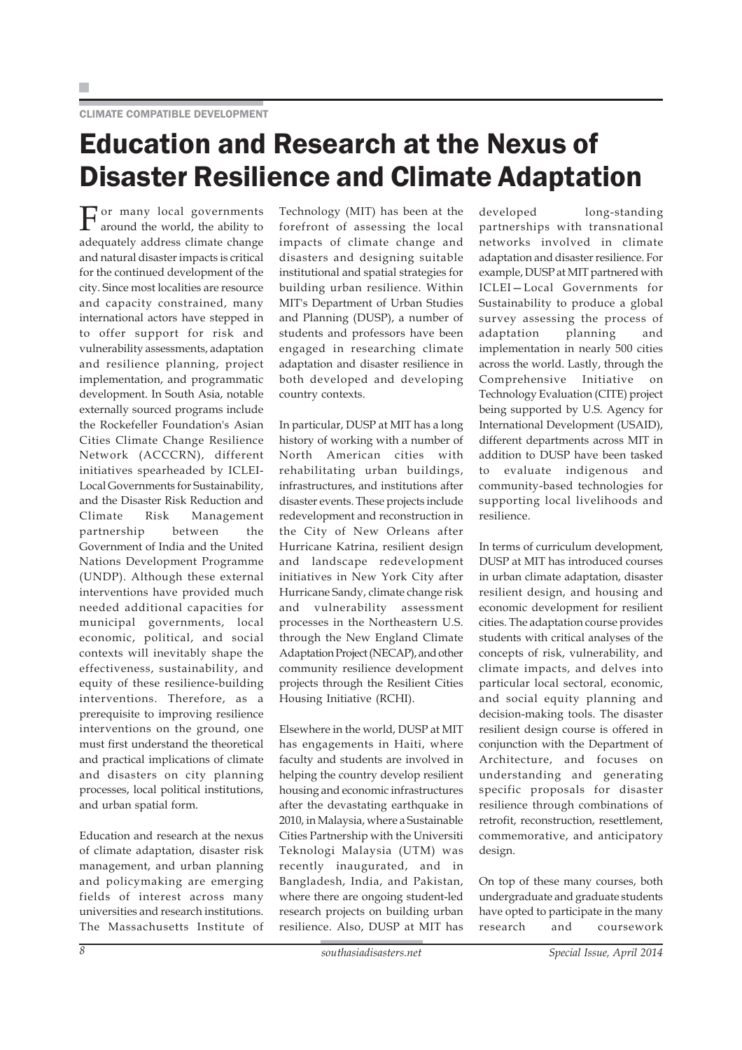CLIMATE COMPATIBLE DEVELOPMENT

# Education and Research at the Nexus of Disaster Resilience and Climate Adaptation

For many local governments around the world, the ability to adequately address climate change and natural disaster impacts is critical for the continued development of the city. Since most localities are resource and capacity constrained, many international actors have stepped in to offer support for risk and vulnerability assessments, adaptation and resilience planning, project implementation, and programmatic development. In South Asia, notable externally sourced programs include the Rockefeller Foundation's Asian Cities Climate Change Resilience Network (ACCCRN), different initiatives spearheaded by ICLEI-Local Governments for Sustainability, and the Disaster Risk Reduction and Climate Risk Management partnership between the Government of India and the United Nations Development Programme (UNDP). Although these external interventions have provided much needed additional capacities for municipal governments, local economic, political, and social contexts will inevitably shape the effectiveness, sustainability, and equity of these resilience-building interventions. Therefore, as a prerequisite to improving resilience interventions on the ground, one must first understand the theoretical and practical implications of climate and disasters on city planning processes, local political institutions, and urban spatial form.

Education and research at the nexus of climate adaptation, disaster risk management, and urban planning and policymaking are emerging fields of interest across many universities and research institutions. The Massachusetts Institute of Technology (MIT) has been at the forefront of assessing the local impacts of climate change and disasters and designing suitable institutional and spatial strategies for building urban resilience. Within MIT's Department of Urban Studies and Planning (DUSP), a number of students and professors have been engaged in researching climate adaptation and disaster resilience in both developed and developing country contexts.

In particular, DUSP at MIT has a long history of working with a number of North American cities with rehabilitating urban buildings, infrastructures, and institutions after disaster events. These projects include redevelopment and reconstruction in the City of New Orleans after Hurricane Katrina, resilient design and landscape redevelopment initiatives in New York City after Hurricane Sandy, climate change risk and vulnerability assessment processes in the Northeastern U.S. through the New England Climate Adaptation Project (NECAP), and other community resilience development projects through the Resilient Cities Housing Initiative (RCHI).

Elsewhere in the world, DUSP at MIT has engagements in Haiti, where faculty and students are involved in helping the country develop resilient housing and economic infrastructures after the devastating earthquake in 2010, in Malaysia, where a Sustainable Cities Partnership with the Universiti Teknologi Malaysia (UTM) was recently inaugurated, and in Bangladesh, India, and Pakistan, where there are ongoing student-led research projects on building urban resilience. Also, DUSP at MIT has developed long-standing partnerships with transnational networks involved in climate adaptation and disaster resilience. For example, DUSP at MIT partnered with ICLEI—Local Governments for Sustainability to produce a global survey assessing the process of adaptation planning and implementation in nearly 500 cities across the world. Lastly, through the Comprehensive Initiative on Technology Evaluation (CITE) project being supported by U.S. Agency for International Development (USAID), different departments across MIT in addition to DUSP have been tasked to evaluate indigenous and community-based technologies for supporting local livelihoods and resilience.

In terms of curriculum development, DUSP at MIT has introduced courses in urban climate adaptation, disaster resilient design, and housing and economic development for resilient cities. The adaptation course provides students with critical analyses of the concepts of risk, vulnerability, and climate impacts, and delves into particular local sectoral, economic, and social equity planning and decision-making tools. The disaster resilient design course is offered in conjunction with the Department of Architecture, and focuses on understanding and generating specific proposals for disaster resilience through combinations of retrofit, reconstruction, resettlement, commemorative, and anticipatory design.

On top of these many courses, both undergraduate and graduate students have opted to participate in the many research and coursework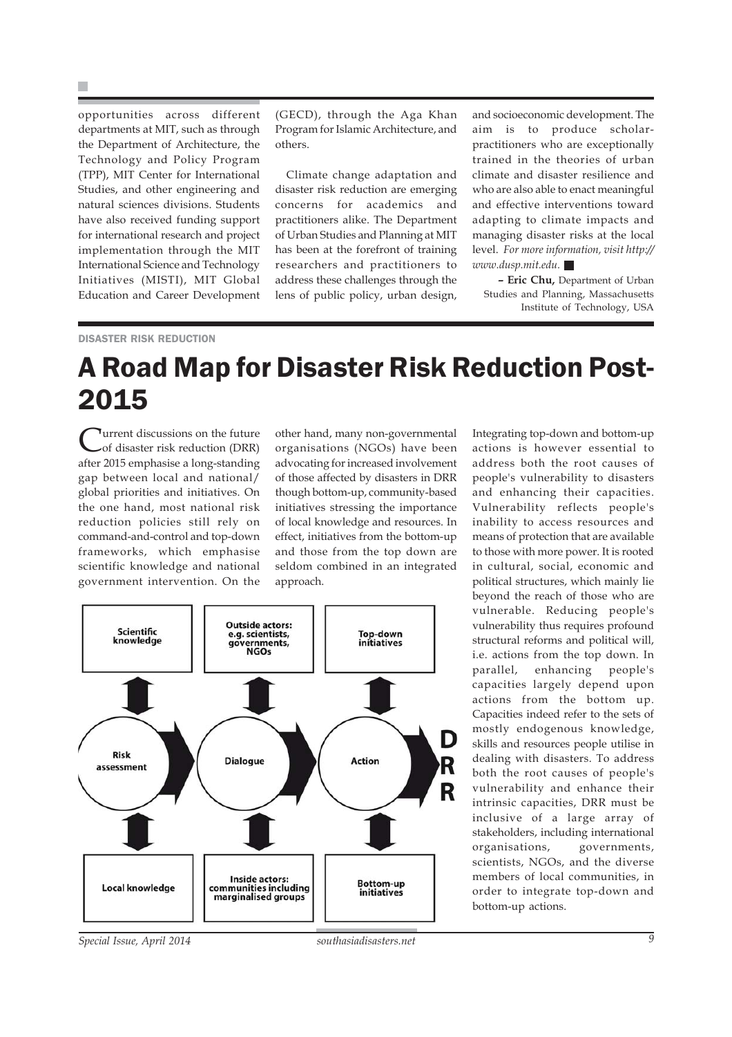opportunities across different departments at MIT, such as through the Department of Architecture, the Technology and Policy Program (TPP), MIT Center for International Studies, and other engineering and natural sciences divisions. Students have also received funding support for international research and project implementation through the MIT International Science and Technology Initiatives (MISTI), MIT Global Education and Career Development (GECD), through the Aga Khan Program for Islamic Architecture, and others.

Climate change adaptation and disaster risk reduction are emerging concerns for academics and practitioners alike. The Department of Urban Studies and Planning at MIT has been at the forefront of training researchers and practitioners to address these challenges through the lens of public policy, urban design, and socioeconomic development. The aim is to produce scholar-practitioners who are exceptionally trained in the theories of urban climate and disaster resilience and who are also able to enact meaningful and effective interventions toward adapting to climate impacts and managing disaster risks at the local level. *For more information, visit http://www.dusp.mit.edu.*

– **Eric Chu,** Department of Urban Studies and Planning, Massachusetts Institute of Technology, USA

DISASTER RISK REDUCTION

# A Road Map for Disaster Risk Reduction Post-2015

Current discussions on the future of disaster risk reduction (DRR) after 2015 emphasise a long-standing gap between local and national/global priorities and initiatives. On the one hand, most national risk reduction policies still rely on command-and-control and top-down frameworks, which emphasise scientific knowledge and national government intervention. On the other hand, many non-governmental organisations (NGOs) have been advocating for increased involvement of those affected by disasters in DRR though bottom-up, community-based initiatives stressing the importance of local knowledge and resources. In effect, initiatives from the bottom-up and those from the top down are seldom combined in an integrated approach.

Scientific knowledge | Outside actors: e.g. scientists, governments, NGOs | Top-down initiatives

Risk assessment → Dialogue → Action → DRR

Local knowledge | Inside actors: communities including marginalised groups | Bottom-up initiatives

Integrating top-down and bottom-up actions is however essential to address both the root causes of people's vulnerability to disasters and enhancing their capacities. Vulnerability reflects people's inability to access resources and means of protection that are available to those with more power. It is rooted in cultural, social, economic and political structures, which mainly lie beyond the reach of those who are vulnerable. Reducing people's vulnerability thus requires profound structural reforms and political will, i.e. actions from the top down. In parallel, enhancing people's capacities largely depend upon actions from the bottom up. Capacities indeed refer to the sets of mostly endogenous knowledge, skills and resources people utilise in dealing with disasters. To address both the root causes of people's vulnerability and enhance their intrinsic capacities, DRR must be inclusive of a large array of stakeholders, including international organisations, governments, scientists, NGOs, and the diverse members of local communities, in order to integrate top-down and bottom-up actions.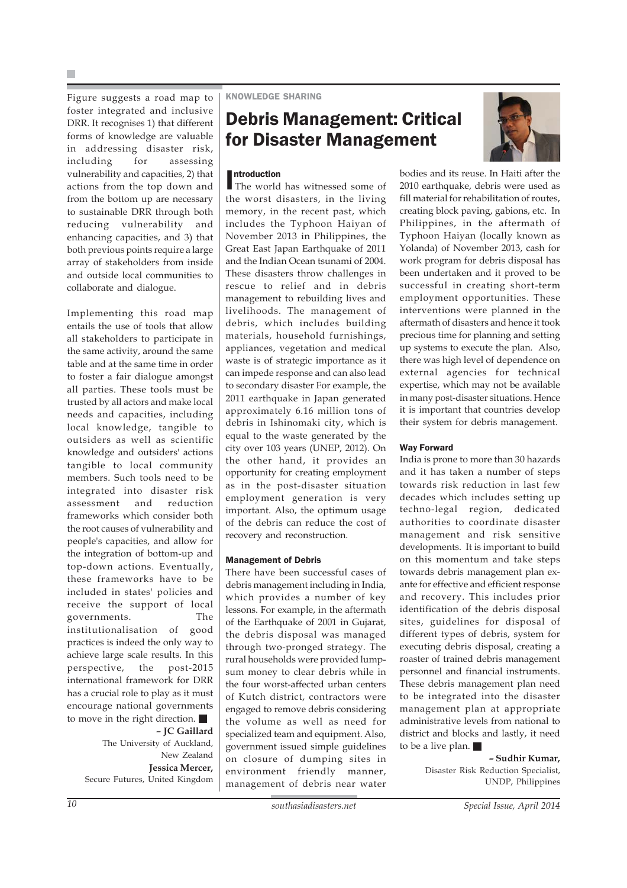Figure suggests a road map to foster integrated and inclusive DRR. It recognises 1) that different forms of knowledge are valuable in addressing disaster risk, including for assessing vulnerability and capacities, 2) that actions from the top down and from the bottom up are necessary to sustainable DRR through both reducing vulnerability and enhancing capacities, and 3) that both previous points require a large array of stakeholders from inside and outside local communities to collaborate and dialogue.

Implementing this road map entails the use of tools that allow all stakeholders to participate in the same activity, around the same table and at the same time in order to foster a fair dialogue amongst all parties. These tools must be trusted by all actors and make local needs and capacities, including local knowledge, tangible to outsiders as well as scientific knowledge and outsiders' actions tangible to local community members. Such tools need to be integrated into disaster risk assessment and reduction frameworks which consider both the root causes of vulnerability and people's capacities, and allow for the integration of bottom-up and top-down actions. Eventually, these frameworks have to be included in states' policies and receive the support of local governments. The institutionalisation of good practices is indeed the only way to achieve large scale results. In this perspective, the post-2015 international framework for DRR has a crucial role to play as it must encourage national governments to move in the right direction.

**– JC Gaillard**
The University of Auckland, New Zealand
**Jessica Mercer,**
Secure Futures, United Kingdom

KNOWLEDGE SHARING

# Debris Management: Critical for Disaster Management

### Introduction

The world has witnessed some of the worst disasters, in the living memory, in the recent past, which includes the Typhoon Haiyan of November 2013 in Philippines, the Great East Japan Earthquake of 2011 and the Indian Ocean tsunami of 2004. These disasters throw challenges in rescue to relief and in debris management to rebuilding lives and livelihoods. The management of debris, which includes building materials, household furnishings, appliances, vegetation and medical waste is of strategic importance as it can impede response and can also lead to secondary disaster For example, the 2011 earthquake in Japan generated approximately 6.16 million tons of debris in Ishinomaki city, which is equal to the waste generated by the city over 103 years (UNEP, 2012). On the other hand, it provides an opportunity for creating employment as in the post-disaster situation employment generation is very important. Also, the optimum usage of the debris can reduce the cost of recovery and reconstruction.

### Management of Debris

There have been successful cases of debris management including in India, which provides a number of key lessons. For example, in the aftermath of the Earthquake of 2001 in Gujarat, the debris disposal was managed through two-pronged strategy. The rural households were provided lump-sum money to clear debris while in the four worst-affected urban centers of Kutch district, contractors were engaged to remove debris considering the volume as well as need for specialized team and equipment. Also, government issued simple guidelines on closure of dumping sites in environment friendly manner, management of debris near water bodies and its reuse. In Haiti after the 2010 earthquake, debris were used as fill material for rehabilitation of routes, creating block paving, gabions, etc. In Philippines, in the aftermath of Typhoon Haiyan (locally known as Yolanda) of November 2013, cash for work program for debris disposal has been undertaken and it proved to be successful in creating short-term employment opportunities. These interventions were planned in the aftermath of disasters and hence it took precious time for planning and setting up systems to execute the plan. Also, there was high level of dependence on external agencies for technical expertise, which may not be available in many post-disaster situations. Hence it is important that countries develop their system for debris management.

### Way Forward

India is prone to more than 30 hazards and it has taken a number of steps towards risk reduction in last few decades which includes setting up techno-legal region, dedicated authorities to coordinate disaster management and risk sensitive developments. It is important to build on this momentum and take steps towards debris management plan ex-ante for effective and efficient response and recovery. This includes prior identification of the debris disposal sites, guidelines for disposal of different types of debris, system for executing debris disposal, creating a roaster of trained debris management personnel and financial instruments. These debris management plan need to be integrated into the disaster management plan at appropriate administrative levels from national to district and blocks and lastly, it need to be a live plan.

**– Sudhir Kumar,**
Disaster Risk Reduction Specialist,
UNDP, Philippines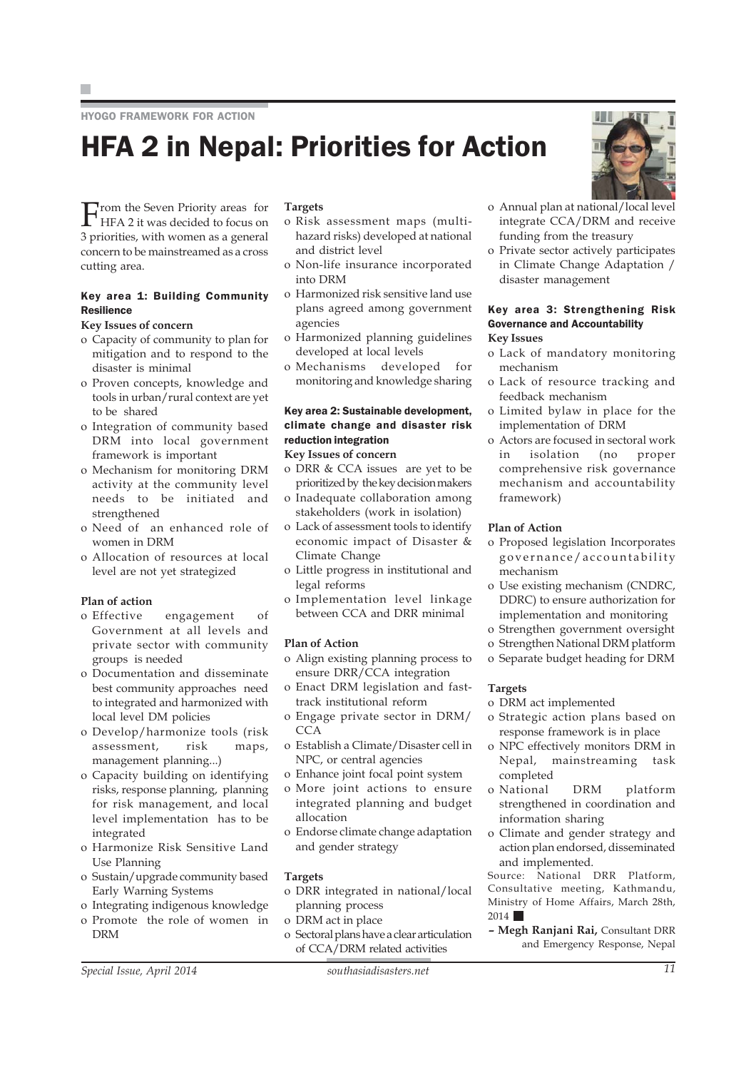HYOGO FRAMEWORK FOR ACTION

# HFA 2 in Nepal: Priorities for Action

From the Seven Priority areas for HFA 2 it was decided to focus on 3 priorities, with women as a general concern to be mainstreamed as a cross cutting area.

### Key area 1: Building Community Resilience

**Key Issues of concern**

- Capacity of community to plan for mitigation and to respond to the disaster is minimal
- Proven concepts, knowledge and tools in urban/rural context are yet to be shared
- Integration of community based DRM into local government framework is important
- Mechanism for monitoring DRM activity at the community level needs to be initiated and strengthened
- Need of an enhanced role of women in DRM
- Allocation of resources at local level are not yet strategized

**Plan of action**

- Effective engagement of Government at all levels and private sector with community groups is needed
- Documentation and disseminate best community approaches need to integrated and harmonized with local level DM policies
- Develop/harmonize tools (risk assessment, risk maps, management planning...)
- Capacity building on identifying risks, response planning, planning for risk management, and local level implementation has to be integrated
- Harmonize Risk Sensitive Land Use Planning
- Sustain/upgrade community based Early Warning Systems
- Integrating indigenous knowledge
- Promote the role of women in DRM

**Targets**

- Risk assessment maps (multi-hazard risks) developed at national and district level
- Non-life insurance incorporated into DRM
- Harmonized risk sensitive land use plans agreed among government agencies
- Harmonized planning guidelines developed at local levels
- Mechanisms developed for monitoring and knowledge sharing

### Key area 2: Sustainable development, climate change and disaster risk reduction integration

**Key Issues of concern**

- DRR & CCA issues are yet to be prioritized by the key decision makers
- Inadequate collaboration among stakeholders (work in isolation)
- Lack of assessment tools to identify economic impact of Disaster & Climate Change
- Little progress in institutional and legal reforms
- Implementation level linkage between CCA and DRR minimal

**Plan of Action**

- Align existing planning process to ensure DRR/CCA integration
- Enact DRM legislation and fast-track institutional reform
- Engage private sector in DRM/CCA
- Establish a Climate/Disaster cell in NPC, or central agencies
- Enhance joint focal point system
- More joint actions to ensure integrated planning and budget allocation
- Endorse climate change adaptation and gender strategy

**Targets**

- DRR integrated in national/local planning process
- DRM act in place
- Sectoral plans have a clear articulation of CCA/DRM related activities
- Annual plan at national/local level integrate CCA/DRM and receive funding from the treasury
- Private sector actively participates in Climate Change Adaptation / disaster management

### Key area 3: Strengthening Risk Governance and Accountability

**Key Issues**

- Lack of mandatory monitoring mechanism
- Lack of resource tracking and feedback mechanism
- Limited bylaw in place for the implementation of DRM
- Actors are focused in sectoral work in isolation (no proper comprehensive risk governance mechanism and accountability framework)

**Plan of Action**

- Proposed legislation Incorporates governance/accountability mechanism
- Use existing mechanism (CNDRC, DDRC) to ensure authorization for implementation and monitoring
- Strengthen government oversight
- Strengthen National DRM platform
- Separate budget heading for DRM

**Targets**

- DRM act implemented
- Strategic action plans based on response framework is in place
- NPC effectively monitors DRM in Nepal, mainstreaming task completed
- National DRM platform strengthened in coordination and information sharing
- Climate and gender strategy and action plan endorsed, disseminated and implemented.

Source: National DRR Platform, Consultative meeting, Kathmandu, Ministry of Home Affairs, March 28th, 2014 ■

**– Megh Ranjani Rai,** Consultant DRR and Emergency Response, Nepal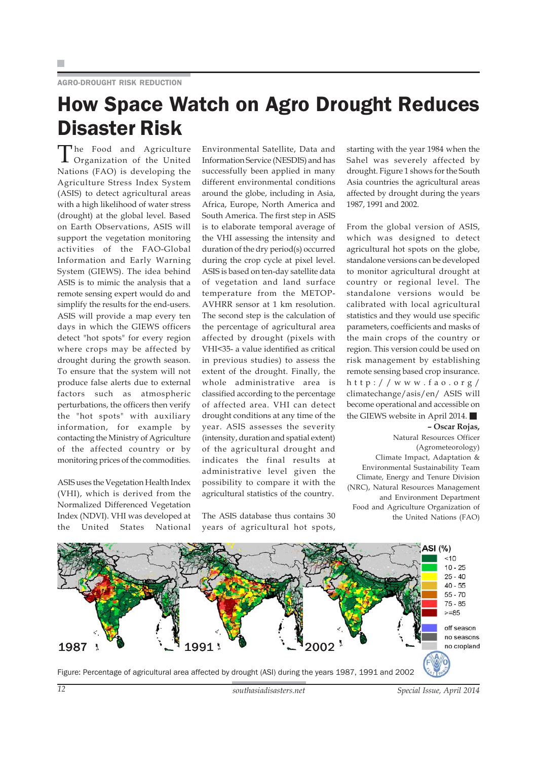AGRO-DROUGHT RISK REDUCTION

# How Space Watch on Agro Drought Reduces Disaster Risk

The Food and Agriculture Organization of the United Nations (FAO) is developing the Agriculture Stress Index System (ASIS) to detect agricultural areas with a high likelihood of water stress (drought) at the global level. Based on Earth Observations, ASIS will support the vegetation monitoring activities of the FAO-Global Information and Early Warning System (GIEWS). The idea behind ASIS is to mimic the analysis that a remote sensing expert would do and simplify the results for the end-users. ASIS will provide a map every ten days in which the GIEWS officers detect "hot spots" for every region where crops may be affected by drought during the growth season. To ensure that the system will not produce false alerts due to external factors such as atmospheric perturbations, the officers then verify the "hot spots" with auxiliary information, for example by contacting the Ministry of Agriculture of the affected country or by monitoring prices of the commodities.

ASIS uses the Vegetation Health Index (VHI), which is derived from the Normalized Differenced Vegetation Index (NDVI). VHI was developed at the United States National Environmental Satellite, Data and Information Service (NESDIS) and has successfully been applied in many different environmental conditions around the globe, including in Asia, Africa, Europe, North America and South America. The first step in ASIS is to elaborate temporal average of the VHI assessing the intensity and duration of the dry period(s) occurred during the crop cycle at pixel level. ASIS is based on ten-day satellite data of vegetation and land surface temperature from the METOP-AVHRR sensor at 1 km resolution. The second step is the calculation of the percentage of agricultural area affected by drought (pixels with VHI<35- a value identified as critical in previous studies) to assess the extent of the drought. Finally, the whole administrative area is classified according to the percentage of affected area. VHI can detect drought conditions at any time of the year. ASIS assesses the severity (intensity, duration and spatial extent) of the agricultural drought and indicates the final results at administrative level given the possibility to compare it with the agricultural statistics of the country.

The ASIS database thus contains 30 years of agricultural hot spots, starting with the year 1984 when the Sahel was severely affected by drought. Figure 1 shows for the South Asia countries the agricultural areas affected by drought during the years 1987, 1991 and 2002.

From the global version of ASIS, which was designed to detect agricultural hot spots on the globe, standalone versions can be developed to monitor agricultural drought at country or regional level. The standalone versions would be calibrated with local agricultural statistics and they would use specific parameters, coefficients and masks of the main crops of the country or region. This version could be used on risk management by establishing remote sensing based crop insurance. http://www.fao.org/climatechange/asis/en/ ASIS will become operational and accessible on the GIEWS website in April 2014. ■

**– Oscar Rojas,**
Natural Resources Officer (Agrometeorology)
Climate Impact, Adaptation & Environmental Sustainability Team
Climate, Energy and Tenure Division (NRC), Natural Resources Management and Environment Department
Food and Agriculture Organization of the United Nations (FAO)

Figure: Percentage of agricultural area affected by drought (ASI) during the years 1987, 1991 and 2002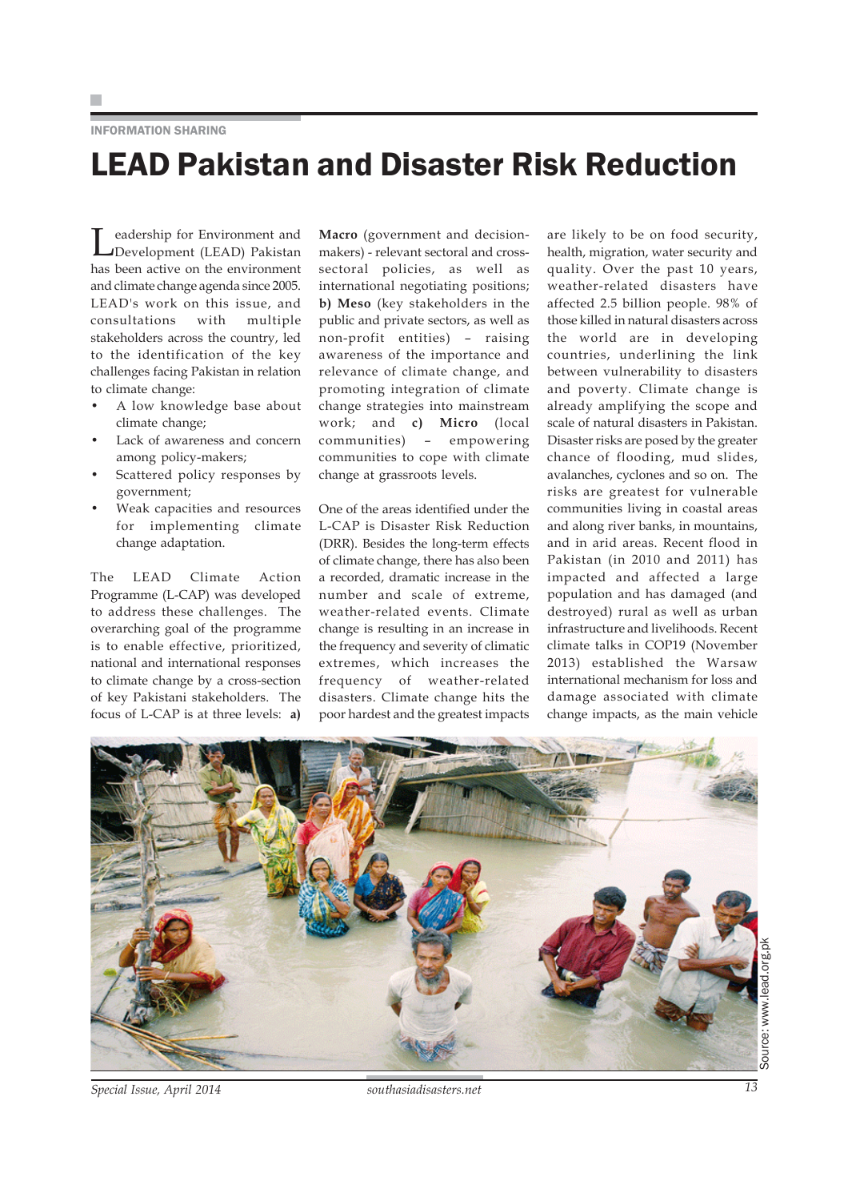INFORMATION SHARING

# LEAD Pakistan and Disaster Risk Reduction

Leadership for Environment and Development (LEAD) Pakistan has been active on the environment and climate change agenda since 2005. LEAD's work on this issue, and consultations with multiple stakeholders across the country, led to the identification of the key challenges facing Pakistan in relation to climate change:

- A low knowledge base about climate change;
- Lack of awareness and concern among policy-makers;
- Scattered policy responses by government;
- Weak capacities and resources for implementing climate change adaptation.

The LEAD Climate Action Programme (L-CAP) was developed to address these challenges. The overarching goal of the programme is to enable effective, prioritized, national and international responses to climate change by a cross-section of key Pakistani stakeholders. The focus of L-CAP is at three levels: **a) Macro** (government and decision-makers) - relevant sectoral and cross-sectoral policies, as well as international negotiating positions; **b) Meso** (key stakeholders in the public and private sectors, as well as non-profit entities) – raising awareness of the importance and relevance of climate change, and promoting integration of climate change strategies into mainstream work; and **c) Micro** (local communities) – empowering communities to cope with climate change at grassroots levels.

One of the areas identified under the L-CAP is Disaster Risk Reduction (DRR). Besides the long-term effects of climate change, there has also been a recorded, dramatic increase in the number and scale of extreme, weather-related events. Climate change is resulting in an increase in the frequency and severity of climatic extremes, which increases the frequency of weather-related disasters. Climate change hits the poor hardest and the greatest impacts are likely to be on food security, health, migration, water security and quality. Over the past 10 years, weather-related disasters have affected 2.5 billion people. 98% of those killed in natural disasters across the world are in developing countries, underlining the link between vulnerability to disasters and poverty. Climate change is already amplifying the scope and scale of natural disasters in Pakistan. Disaster risks are posed by the greater chance of flooding, mud slides, avalanches, cyclones and so on. The risks are greatest for vulnerable communities living in coastal areas and along river banks, in mountains, and in arid areas. Recent flood in Pakistan (in 2010 and 2011) has impacted and affected a large population and has damaged (and destroyed) rural as well as urban infrastructure and livelihoods. Recent climate talks in COP19 (November 2013) established the Warsaw international mechanism for loss and damage associated with climate change impacts, as the main vehicle

Source: www.lead.org.pk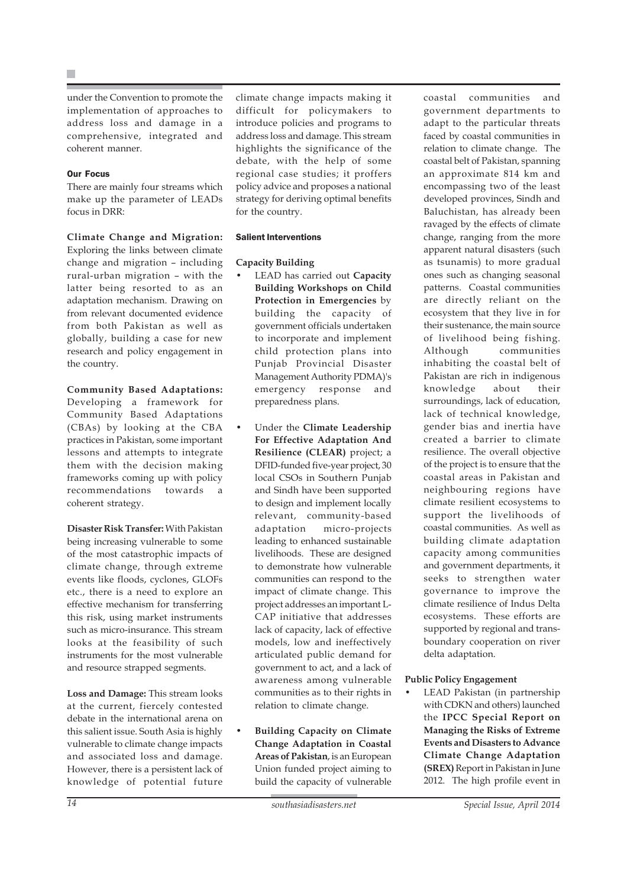under the Convention to promote the implementation of approaches to address loss and damage in a comprehensive, integrated and coherent manner.

### Our Focus

There are mainly four streams which make up the parameter of LEADs focus in DRR:

**Climate Change and Migration:** Exploring the links between climate change and migration – including rural-urban migration – with the latter being resorted to as an adaptation mechanism. Drawing on from relevant documented evidence from both Pakistan as well as globally, building a case for new research and policy engagement in the country.

**Community Based Adaptations:** Developing a framework for Community Based Adaptations (CBAs) by looking at the CBA practices in Pakistan, some important lessons and attempts to integrate them with the decision making frameworks coming up with policy recommendations towards a coherent strategy.

**Disaster Risk Transfer:** With Pakistan being increasing vulnerable to some of the most catastrophic impacts of climate change, through extreme events like floods, cyclones, GLOFs etc., there is a need to explore an effective mechanism for transferring this risk, using market instruments such as micro-insurance. This stream looks at the feasibility of such instruments for the most vulnerable and resource strapped segments.

**Loss and Damage:** This stream looks at the current, fiercely contested debate in the international arena on this salient issue. South Asia is highly vulnerable to climate change impacts and associated loss and damage. However, there is a persistent lack of knowledge of potential future climate change impacts making it difficult for policymakers to introduce policies and programs to address loss and damage. This stream highlights the significance of the debate, with the help of some regional case studies; it proffers policy advice and proposes a national strategy for deriving optimal benefits for the country.

### Salient Interventions

**Capacity Building**

- LEAD has carried out **Capacity Building Workshops on Child Protection in Emergencies** by building the capacity of government officials undertaken to incorporate and implement child protection plans into Punjab Provincial Disaster Management Authority PDMA)'s emergency response and preparedness plans.

- Under the **Climate Leadership For Effective Adaptation And Resilience (CLEAR)** project; a DFID-funded five-year project, 30 local CSOs in Southern Punjab and Sindh have been supported to design and implement locally relevant, community-based adaptation micro-projects leading to enhanced sustainable livelihoods. These are designed to demonstrate how vulnerable communities can respond to the impact of climate change. This project addresses an important L-CAP initiative that addresses lack of capacity, lack of effective models, low and ineffectively articulated public demand for government to act, and a lack of awareness among vulnerable communities as to their rights in relation to climate change.

- **Building Capacity on Climate Change Adaptation in Coastal Areas of Pakistan**, is an European Union funded project aiming to build the capacity of vulnerable coastal communities and government departments to adapt to the particular threats faced by coastal communities in relation to climate change. The coastal belt of Pakistan, spanning an approximate 814 km and encompassing two of the least developed provinces, Sindh and Baluchistan, has already been ravaged by the effects of climate change, ranging from the more apparent natural disasters (such as tsunamis) to more gradual ones such as changing seasonal patterns. Coastal communities are directly reliant on the ecosystem that they live in for their sustenance, the main source of livelihood being fishing. Although communities inhabiting the coastal belt of Pakistan are rich in indigenous knowledge about their surroundings, lack of education, lack of technical knowledge, gender bias and inertia have created a barrier to climate resilience. The overall objective of the project is to ensure that the coastal areas in Pakistan and neighbouring regions have climate resilient ecosystems to support the livelihoods of coastal communities. As well as building climate adaptation capacity among communities and government departments, it seeks to strengthen water governance to improve the climate resilience of Indus Delta ecosystems. These efforts are supported by regional and trans-boundary cooperation on river delta adaptation.

**Public Policy Engagement**

- LEAD Pakistan (in partnership with CDKN and others) launched the **IPCC Special Report on Managing the Risks of Extreme Events and Disasters to Advance Climate Change Adaptation (SREX)** Report in Pakistan in June 2012. The high profile event in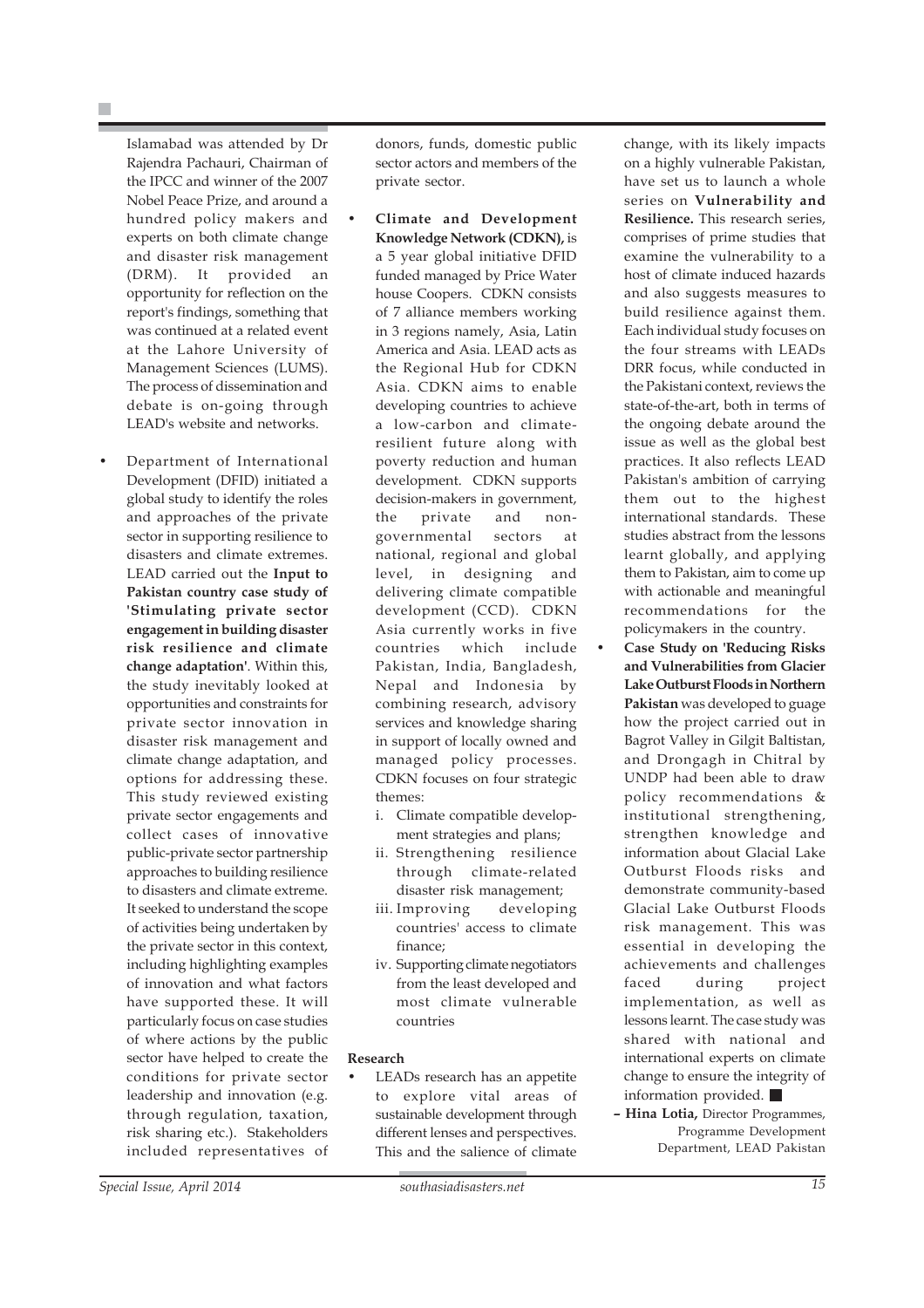Islamabad was attended by Dr Rajendra Pachauri, Chairman of the IPCC and winner of the 2007 Nobel Peace Prize, and around a hundred policy makers and experts on both climate change and disaster risk management (DRM). It provided an opportunity for reflection on the report's findings, something that was continued at a related event at the Lahore University of Management Sciences (LUMS). The process of dissemination and debate is on-going through LEAD's website and networks.

- Department of International Development (DFID) initiated a global study to identify the roles and approaches of the private sector in supporting resilience to disasters and climate extremes. LEAD carried out the **Input to Pakistan country case study of 'Stimulating private sector engagement in building disaster risk resilience and climate change adaptation'**. Within this, the study inevitably looked at opportunities and constraints for private sector innovation in disaster risk management and climate change adaptation, and options for addressing these. This study reviewed existing private sector engagements and collect cases of innovative public-private sector partnership approaches to building resilience to disasters and climate extreme. It seeked to understand the scope of activities being undertaken by the private sector in this context, including highlighting examples of innovation and what factors have supported these. It will particularly focus on case studies of where actions by the public sector have helped to create the conditions for private sector leadership and innovation (e.g. through regulation, taxation, risk sharing etc.). Stakeholders included representatives of donors, funds, domestic public sector actors and members of the private sector.

- **Climate and Development Knowledge Network (CDKN),** is a 5 year global initiative DFID funded managed by Price Water house Coopers. CDKN consists of 7 alliance members working in 3 regions namely, Asia, Latin America and Asia. LEAD acts as the Regional Hub for CDKN Asia. CDKN aims to enable developing countries to achieve a low-carbon and climate-resilient future along with poverty reduction and human development. CDKN supports decision-makers in government, the private and non-governmental sectors at national, regional and global level, in designing and delivering climate compatible development (CCD). CDKN Asia currently works in five countries which include Pakistan, India, Bangladesh, Nepal and Indonesia by combining research, advisory services and knowledge sharing in support of locally owned and managed policy processes. CDKN focuses on four strategic themes:
    i. Climate compatible development strategies and plans;
    ii. Strengthening resilience through climate-related disaster risk management;
    iii. Improving developing countries' access to climate finance;
    iv. Supporting climate negotiators from the least developed and most climate vulnerable countries

**Research**

- LEADs research has an appetite to explore vital areas of sustainable development through different lenses and perspectives. This and the salience of climate change, with its likely impacts on a highly vulnerable Pakistan, have set us to launch a whole series on **Vulnerability and Resilience.** This research series, comprises of prime studies that examine the vulnerability to a host of climate induced hazards and also suggests measures to build resilience against them. Each individual study focuses on the four streams with LEADs DRR focus, while conducted in the Pakistani context, reviews the state-of-the-art, both in terms of the ongoing debate around the issue as well as the global best practices. It also reflects LEAD Pakistan's ambition of carrying them out to the highest international standards. These studies abstract from the lessons learnt globally, and applying them to Pakistan, aim to come up with actionable and meaningful recommendations for the policymakers in the country.
- **Case Study on 'Reducing Risks and Vulnerabilities from Glacier Lake Outburst Floods in Northern Pakistan** was developed to guage how the project carried out in Bagrot Valley in Gilgit Baltistan, and Drongagh in Chitral by UNDP had been able to draw policy recommendations & institutional strengthening, strengthen knowledge and information about Glacial Lake Outburst Floods risks and demonstrate community-based Glacial Lake Outburst Floods risk management. This was essential in developing the achievements and challenges faced during project implementation, as well as lessons learnt. The case study was shared with national and international experts on climate change to ensure the integrity of information provided. ■

**– Hina Lotia,** Director Programmes, Programme Development Department, LEAD Pakistan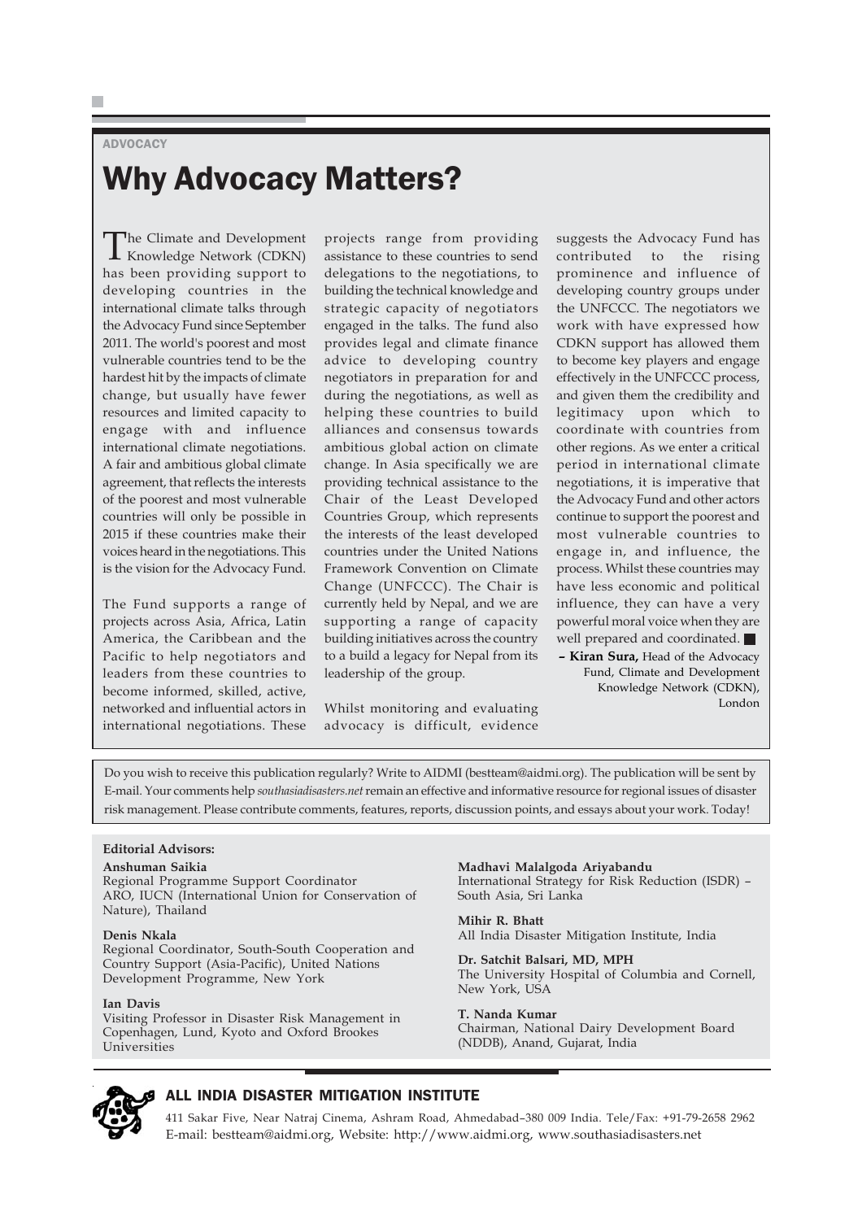ADVOCACY

# Why Advocacy Matters?

The Climate and Development Knowledge Network (CDKN) has been providing support to developing countries in the international climate talks through the Advocacy Fund since September 2011. The world's poorest and most vulnerable countries tend to be the hardest hit by the impacts of climate change, but usually have fewer resources and limited capacity to engage with and influence international climate negotiations. A fair and ambitious global climate agreement, that reflects the interests of the poorest and most vulnerable countries will only be possible in 2015 if these countries make their voices heard in the negotiations. This is the vision for the Advocacy Fund.

The Fund supports a range of projects across Asia, Africa, Latin America, the Caribbean and the Pacific to help negotiators and leaders from these countries to become informed, skilled, active, networked and influential actors in international negotiations. These projects range from providing assistance to these countries to send delegations to the negotiations, to building the technical knowledge and strategic capacity of negotiators engaged in the talks. The fund also provides legal and climate finance advice to developing country negotiators in preparation for and during the negotiations, as well as helping these countries to build alliances and consensus towards ambitious global action on climate change. In Asia specifically we are providing technical assistance to the Chair of the Least Developed Countries Group, which represents the interests of the least developed countries under the United Nations Framework Convention on Climate Change (UNFCCC). The Chair is currently held by Nepal, and we are supporting a range of capacity building initiatives across the country to a build a legacy for Nepal from its leadership of the group.

Whilst monitoring and evaluating advocacy is difficult, evidence suggests the Advocacy Fund has contributed to the rising prominence and influence of developing country groups under the UNFCCC. The negotiators we work with have expressed how CDKN support has allowed them to become key players and engage effectively in the UNFCCC process, and given them the credibility and legitimacy upon which to coordinate with countries from other regions. As we enter a critical period in international climate negotiations, it is imperative that the Advocacy Fund and other actors continue to support the poorest and most vulnerable countries to engage in, and influence, the process. Whilst these countries may have less economic and political influence, they can have a very powerful moral voice when they are well prepared and coordinated. ■

**– Kiran Sura,** Head of the Advocacy Fund, Climate and Development Knowledge Network (CDKN), London

Do you wish to receive this publication regularly? Write to AIDMI (bestteam@aidmi.org). The publication will be sent by E-mail. Your comments help *southasiadisasters.net* remain an effective and informative resource for regional issues of disaster risk management. Please contribute comments, features, reports, discussion points, and essays about your work. Today!

**Editorial Advisors:**

**Anshuman Saikia**
Regional Programme Support Coordinator
ARO, IUCN (International Union for Conservation of Nature), Thailand

**Denis Nkala**
Regional Coordinator, South-South Cooperation and Country Support (Asia-Pacific), United Nations Development Programme, New York

**Ian Davis**
Visiting Professor in Disaster Risk Management in Copenhagen, Lund, Kyoto and Oxford Brookes Universities

**Madhavi Malalgoda Ariyabandu**
International Strategy for Risk Reduction (ISDR) – South Asia, Sri Lanka

**Mihir R. Bhatt**
All India Disaster Mitigation Institute, India

**Dr. Satchit Balsari, MD, MPH**
The University Hospital of Columbia and Cornell, New York, USA

**T. Nanda Kumar**
Chairman, National Dairy Development Board (NDDB), Anand, Gujarat, India

**ALL INDIA DISASTER MITIGATION INSTITUTE**

411 Sakar Five, Near Natraj Cinema, Ashram Road, Ahmedabad–380 009 India. Tele/Fax: +91-79-2658 2962
E-mail: bestteam@aidmi.org, Website: http://www.aidmi.org, www.southasiadisasters.net